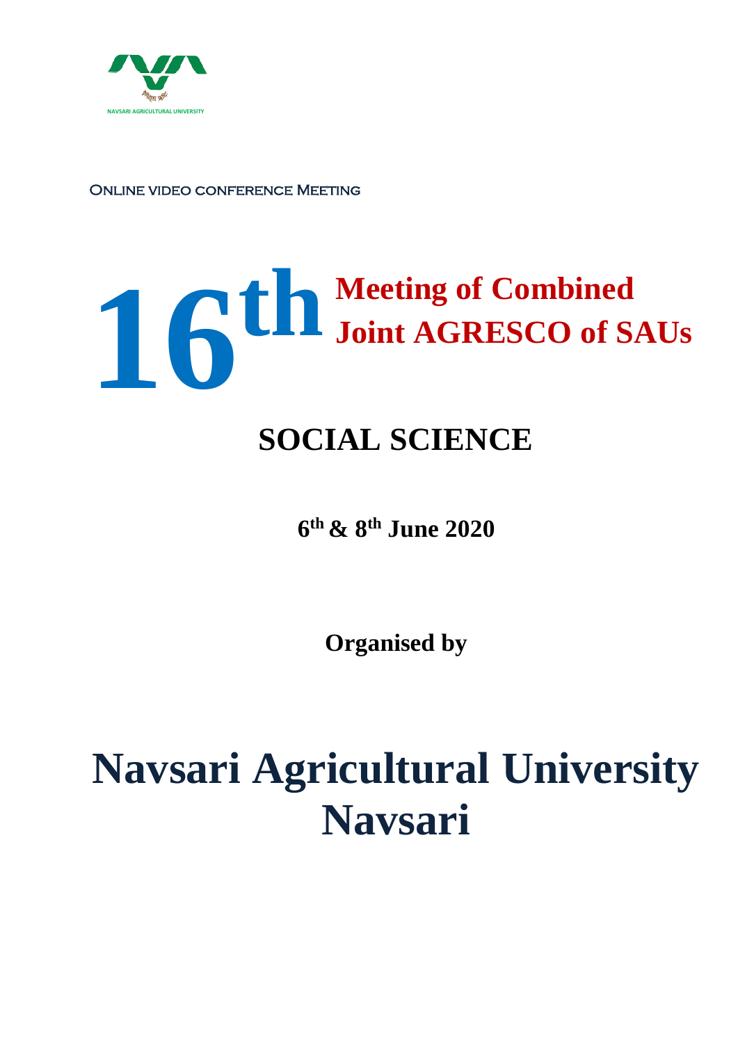NAVSARI AGRICULTURAL UNIVERSITY

ONLINE VIDEO CONFERENCE MEETING

# 16th Meeting of Combined Joint AGRESCO of SAUs

## SOCIAL SCIENCE

**6th & 8th June 2020**

**Organised by**

# Navsari Agricultural University Navsari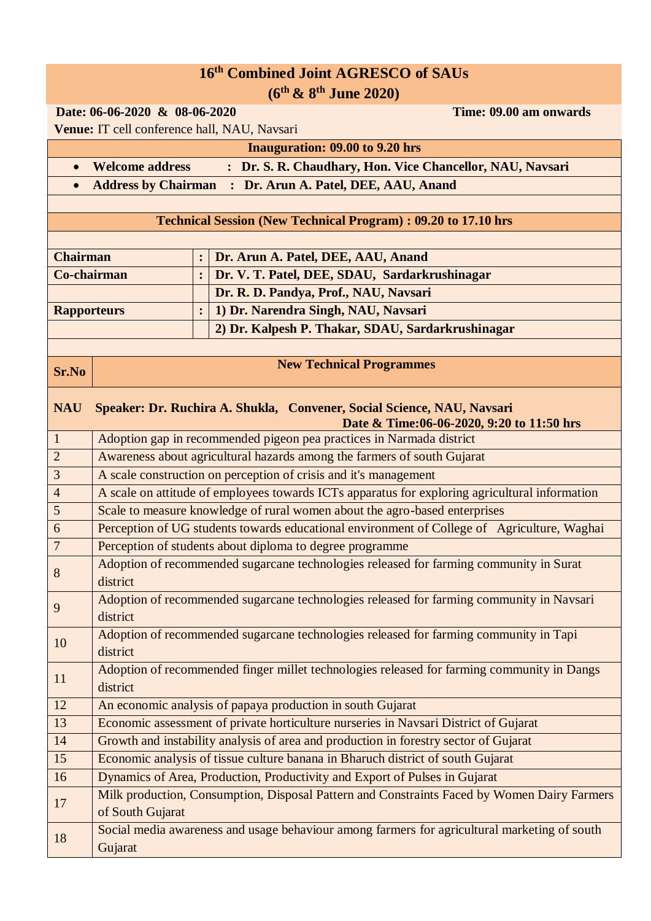# 16th Combined Joint AGRESCO of SAUs

## (6th & 8th June 2020)

**Date: 06-06-2020 & 08-06-2020** **Time: 09.00 am onwards**

**Venue:** IT cell conference hall, NAU, Navsari

**Inauguration: 09.00 to 9.20 hrs**

- **Welcome address : Dr. S. R. Chaudhary, Hon. Vice Chancellor, NAU, Navsari**
- **Address by Chairman : Dr. Arun A. Patel, DEE, AAU, Anand**

**Technical Session (New Technical Program) : 09.20 to 17.10 hrs**

| | | |
|---|---|---|
| **Chairman** | **:** | **Dr. Arun A. Patel, DEE, AAU, Anand** |
| **Co-chairman** | **:** | **Dr. V. T. Patel, DEE, SDAU, Sardarkrushinagar** |
| | | **Dr. R. D. Pandya, Prof., NAU, Navsari** |
| **Rapporteurs** | **:** | **1) Dr. Narendra Singh, NAU, Navsari** |
| | | **2) Dr. Kalpesh P. Thakar, SDAU, Sardarkrushinagar** |

| **Sr.No** | **New Technical Programmes** |
|---|---|
| **NAU** | **Speaker: Dr. Ruchira A. Shukla, Convener, Social Science, NAU, Navsari** **Date & Time:06-06-2020, 9:20 to 11:50 hrs** |
| 1 | Adoption gap in recommended pigeon pea practices in Narmada district |
| 2 | Awareness about agricultural hazards among the farmers of south Gujarat |
| 3 | A scale construction on perception of crisis and it's management |
| 4 | A scale on attitude of employees towards ICTs apparatus for exploring agricultural information |
| 5 | Scale to measure knowledge of rural women about the agro-based enterprises |
| 6 | Perception of UG students towards educational environment of College of Agriculture, Waghai |
| 7 | Perception of students about diploma to degree programme |
| 8 | Adoption of recommended sugarcane technologies released for farming community in Surat district |
| 9 | Adoption of recommended sugarcane technologies released for farming community in Navsari district |
| 10 | Adoption of recommended sugarcane technologies released for farming community in Tapi district |
| 11 | Adoption of recommended finger millet technologies released for farming community in Dangs district |
| 12 | An economic analysis of papaya production in south Gujarat |
| 13 | Economic assessment of private horticulture nurseries in Navsari District of Gujarat |
| 14 | Growth and instability analysis of area and production in forestry sector of Gujarat |
| 15 | Economic analysis of tissue culture banana in Bharuch district of south Gujarat |
| 16 | Dynamics of Area, Production, Productivity and Export of Pulses in Gujarat |
| 17 | Milk production, Consumption, Disposal Pattern and Constraints Faced by Women Dairy Farmers of South Gujarat |
| 18 | Social media awareness and usage behaviour among farmers for agricultural marketing of south Gujarat |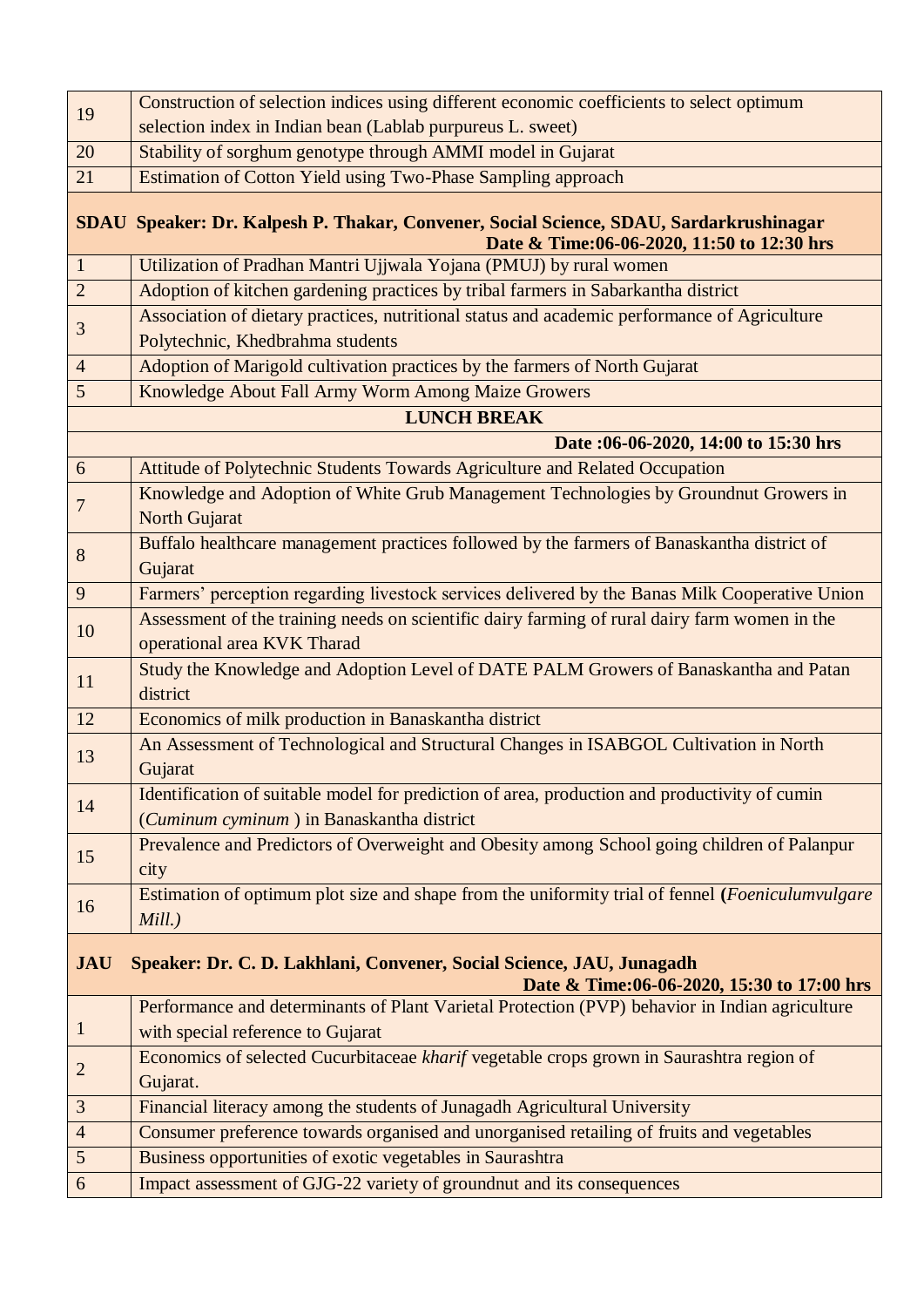| | |
|---|---|
| 19 | Construction of selection indices using different economic coefficients to select optimum selection index in Indian bean (Lablab purpureus L. sweet) |
| 20 | Stability of sorghum genotype through AMMI model in Gujarat |
| 21 | Estimation of Cotton Yield using Two-Phase Sampling approach |
| **SDAU Speaker: Dr. Kalpesh P. Thakar, Convener, Social Science, SDAU, Sardarkrushinagar** **Date & Time:06-06-2020, 11:50 to 12:30 hrs** | |
| 1 | Utilization of Pradhan Mantri Ujjwala Yojana (PMUJ) by rural women |
| 2 | Adoption of kitchen gardening practices by tribal farmers in Sabarkantha district |
| 3 | Association of dietary practices, nutritional status and academic performance of Agriculture Polytechnic, Khedbrahma students |
| 4 | Adoption of Marigold cultivation practices by the farmers of North Gujarat |
| 5 | Knowledge About Fall Army Worm Among Maize Growers |
| **LUNCH BREAK** | |
| **Date :06-06-2020, 14:00 to 15:30 hrs** | |
| 6 | Attitude of Polytechnic Students Towards Agriculture and Related Occupation |
| 7 | Knowledge and Adoption of White Grub Management Technologies by Groundnut Growers in North Gujarat |
| 8 | Buffalo healthcare management practices followed by the farmers of Banaskantha district of Gujarat |
| 9 | Farmers' perception regarding livestock services delivered by the Banas Milk Cooperative Union |
| 10 | Assessment of the training needs on scientific dairy farming of rural dairy farm women in the operational area KVK Tharad |
| 11 | Study the Knowledge and Adoption Level of DATE PALM Growers of Banaskantha and Patan district |
| 12 | Economics of milk production in Banaskantha district |
| 13 | An Assessment of Technological and Structural Changes in ISABGOL Cultivation in North Gujarat |
| 14 | Identification of suitable model for prediction of area, production and productivity of cumin (*Cuminum cyminum* ) in Banaskantha district |
| 15 | Prevalence and Predictors of Overweight and Obesity among School going children of Palanpur city |
| 16 | Estimation of optimum plot size and shape from the uniformity trial of fennel **(***Foeniculumvulgare Mill.)* |
| **JAU Speaker: Dr. C. D. Lakhlani, Convener, Social Science, JAU, Junagadh** **Date & Time:06-06-2020, 15:30 to 17:00 hrs** | |
| 1 | Performance and determinants of Plant Varietal Protection (PVP) behavior in Indian agriculture with special reference to Gujarat |
| 2 | Economics of selected Cucurbitaceae *kharif* vegetable crops grown in Saurashtra region of Gujarat. |
| 3 | Financial literacy among the students of Junagadh Agricultural University |
| 4 | Consumer preference towards organised and unorganised retailing of fruits and vegetables |
| 5 | Business opportunities of exotic vegetables in Saurashtra |
| 6 | Impact assessment of GJG-22 variety of groundnut and its consequences |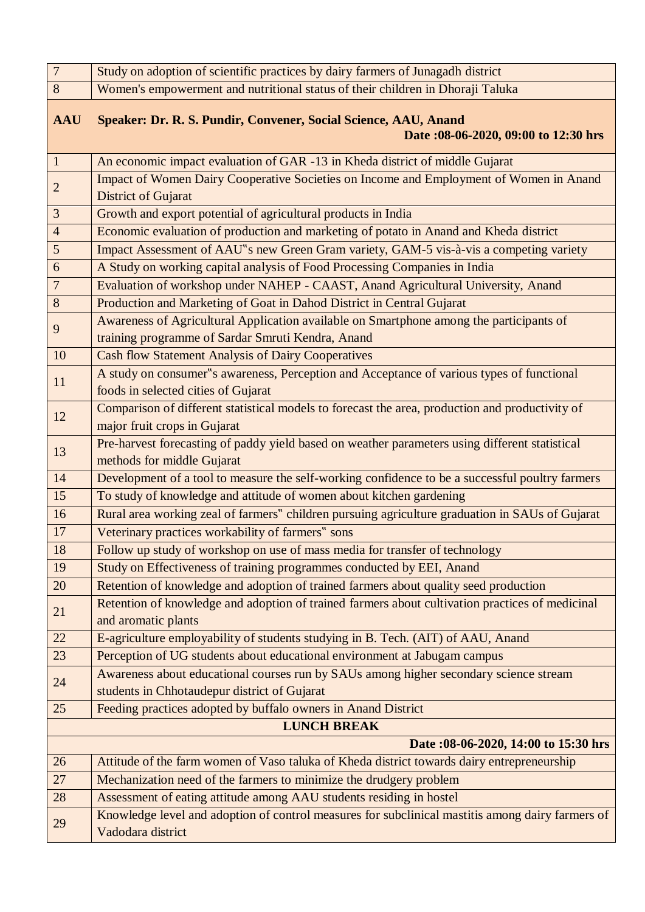| | |
|---|---|
| 7 | Study on adoption of scientific practices by dairy farmers of Junagadh district |
| 8 | Women's empowerment and nutritional status of their children in Dhoraji Taluka |
| **AAU** | **Speaker: Dr. R. S. Pundir, Convener, Social Science, AAU, Anand**<br>**Date :08-06-2020, 09:00 to 12:30 hrs** |
| 1 | An economic impact evaluation of GAR -13 in Kheda district of middle Gujarat |
| 2 | Impact of Women Dairy Cooperative Societies on Income and Employment of Women in Anand District of Gujarat |
| 3 | Growth and export potential of agricultural products in India |
| 4 | Economic evaluation of production and marketing of potato in Anand and Kheda district |
| 5 | Impact Assessment of AAU‟s new Green Gram variety, GAM-5 vis-à-vis a competing variety |
| 6 | A Study on working capital analysis of Food Processing Companies in India |
| 7 | Evaluation of workshop under NAHEP - CAAST, Anand Agricultural University, Anand |
| 8 | Production and Marketing of Goat in Dahod District in Central Gujarat |
| 9 | Awareness of Agricultural Application available on Smartphone among the participants of training programme of Sardar Smruti Kendra, Anand |
| 10 | Cash flow Statement Analysis of Dairy Cooperatives |
| 11 | A study on consumer‟s awareness, Perception and Acceptance of various types of functional foods in selected cities of Gujarat |
| 12 | Comparison of different statistical models to forecast the area, production and productivity of major fruit crops in Gujarat |
| 13 | Pre-harvest forecasting of paddy yield based on weather parameters using different statistical methods for middle Gujarat |
| 14 | Development of a tool to measure the self-working confidence to be a successful poultry farmers |
| 15 | To study of knowledge and attitude of women about kitchen gardening |
| 16 | Rural area working zeal of farmers‟ children pursuing agriculture graduation in SAUs of Gujarat |
| 17 | Veterinary practices workability of farmers‟ sons |
| 18 | Follow up study of workshop on use of mass media for transfer of technology |
| 19 | Study on Effectiveness of training programmes conducted by EEI, Anand |
| 20 | Retention of knowledge and adoption of trained farmers about quality seed production |
| 21 | Retention of knowledge and adoption of trained farmers about cultivation practices of medicinal and aromatic plants |
| 22 | E-agriculture employability of students studying in B. Tech. (AIT) of AAU, Anand |
| 23 | Perception of UG students about educational environment at Jabugam campus |
| 24 | Awareness about educational courses run by SAUs among higher secondary science stream students in Chhotaudepur district of Gujarat |
| 25 | Feeding practices adopted by buffalo owners in Anand District |
| **LUNCH BREAK** | |
| **Date :08-06-2020, 14:00 to 15:30 hrs** | |
| 26 | Attitude of the farm women of Vaso taluka of Kheda district towards dairy entrepreneurship |
| 27 | Mechanization need of the farmers to minimize the drudgery problem |
| 28 | Assessment of eating attitude among AAU students residing in hostel |
| 29 | Knowledge level and adoption of control measures for subclinical mastitis among dairy farmers of Vadodara district |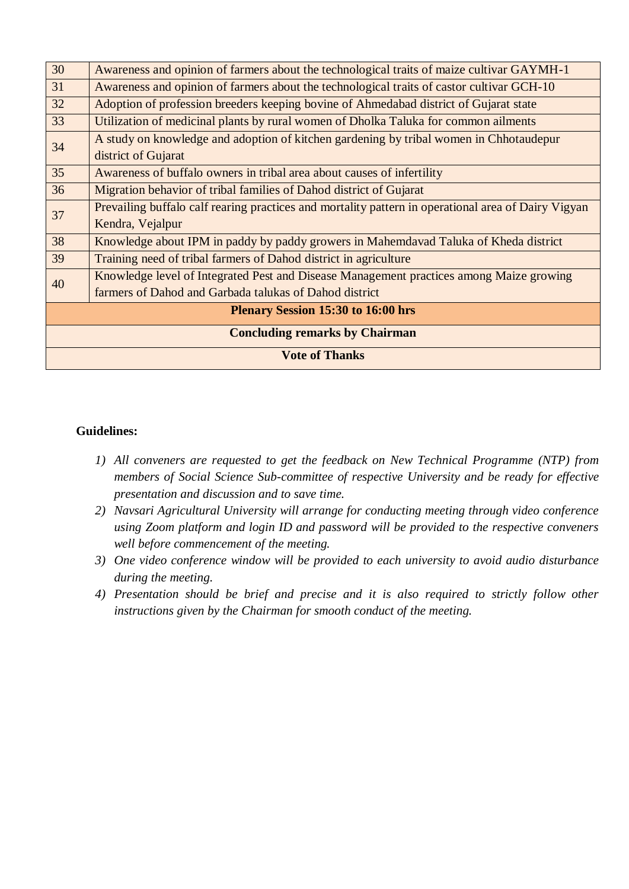| | |
|---|---|
| 30 | Awareness and opinion of farmers about the technological traits of maize cultivar GAYMH-1 |
| 31 | Awareness and opinion of farmers about the technological traits of castor cultivar GCH-10 |
| 32 | Adoption of profession breeders keeping bovine of Ahmedabad district of Gujarat state |
| 33 | Utilization of medicinal plants by rural women of Dholka Taluka for common ailments |
| 34 | A study on knowledge and adoption of kitchen gardening by tribal women in Chhotaudepur district of Gujarat |
| 35 | Awareness of buffalo owners in tribal area about causes of infertility |
| 36 | Migration behavior of tribal families of Dahod district of Gujarat |
| 37 | Prevailing buffalo calf rearing practices and mortality pattern in operational area of Dairy Vigyan Kendra, Vejalpur |
| 38 | Knowledge about IPM in paddy by paddy growers in Mahemdavad Taluka of Kheda district |
| 39 | Training need of tribal farmers of Dahod district in agriculture |
| 40 | Knowledge level of Integrated Pest and Disease Management practices among Maize growing farmers of Dahod and Garbada talukas of Dahod district |
| **Plenary Session 15:30 to 16:00 hrs** | |
| **Concluding remarks by Chairman** | |
| **Vote of Thanks** | |

**Guidelines:**

1) *All conveners are requested to get the feedback on New Technical Programme (NTP) from members of Social Science Sub-committee of respective University and be ready for effective presentation and discussion and to save time.*
2) *Navsari Agricultural University will arrange for conducting meeting through video conference using Zoom platform and login ID and password will be provided to the respective conveners well before commencement of the meeting.*
3) *One video conference window will be provided to each university to avoid audio disturbance during the meeting.*
4) *Presentation should be brief and precise and it is also required to strictly follow other instructions given by the Chairman for smooth conduct of the meeting.*